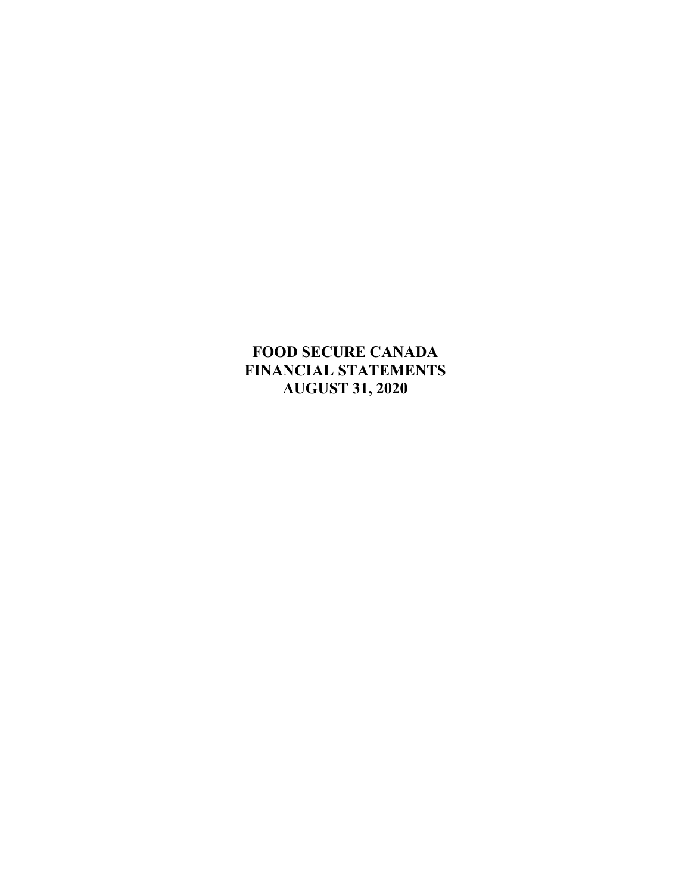# FOOD SECURE CANADA
# FINANCIAL STATEMENTS
# AUGUST 31, 2020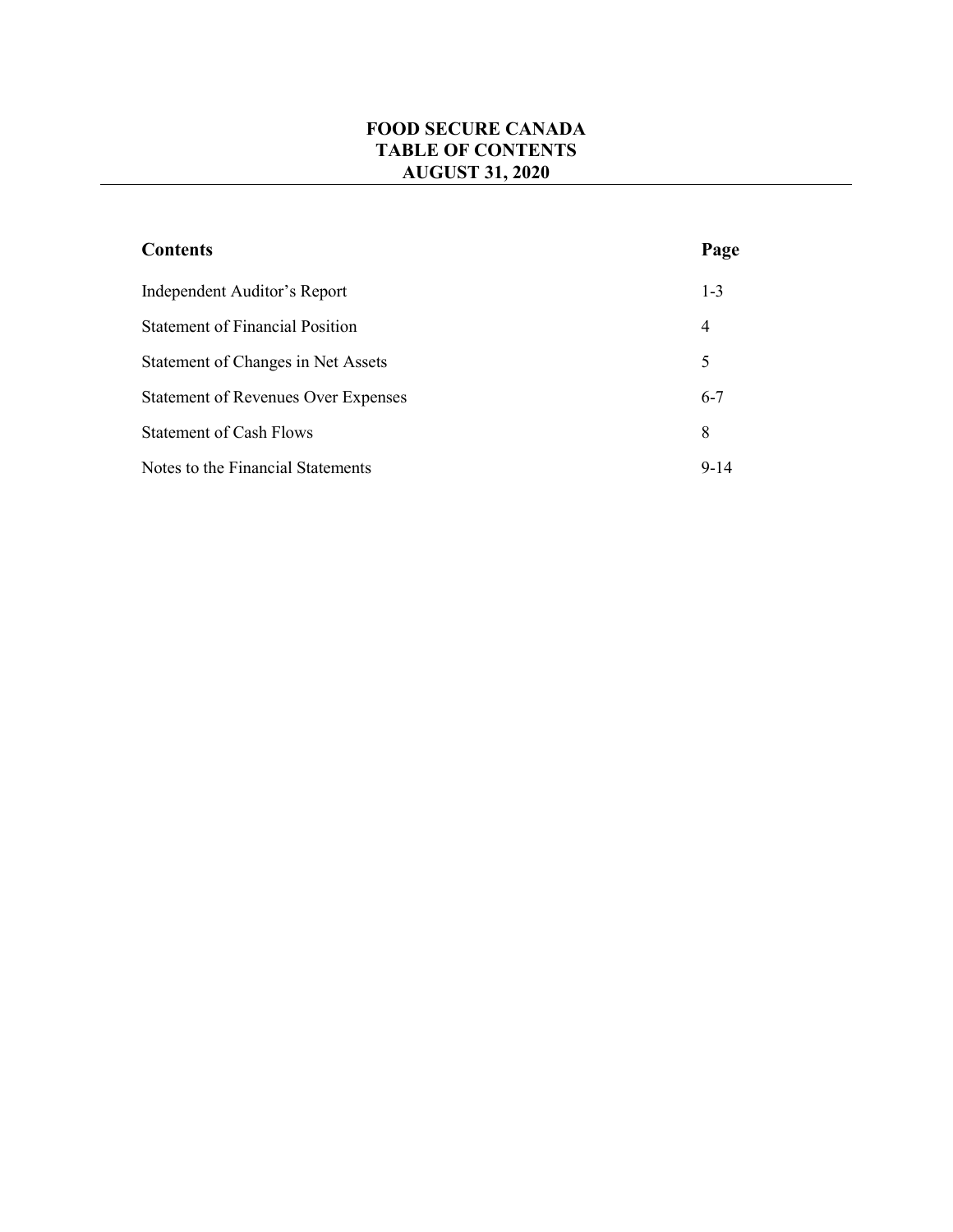# FOOD SECURE CANADA
# TABLE OF CONTENTS
# AUGUST 31, 2020

| Contents | Page |
| --- | --- |
| Independent Auditor's Report | 1-3 |
| Statement of Financial Position | 4 |
| Statement of Changes in Net Assets | 5 |
| Statement of Revenues Over Expenses | 6-7 |
| Statement of Cash Flows | 8 |
| Notes to the Financial Statements | 9-14 |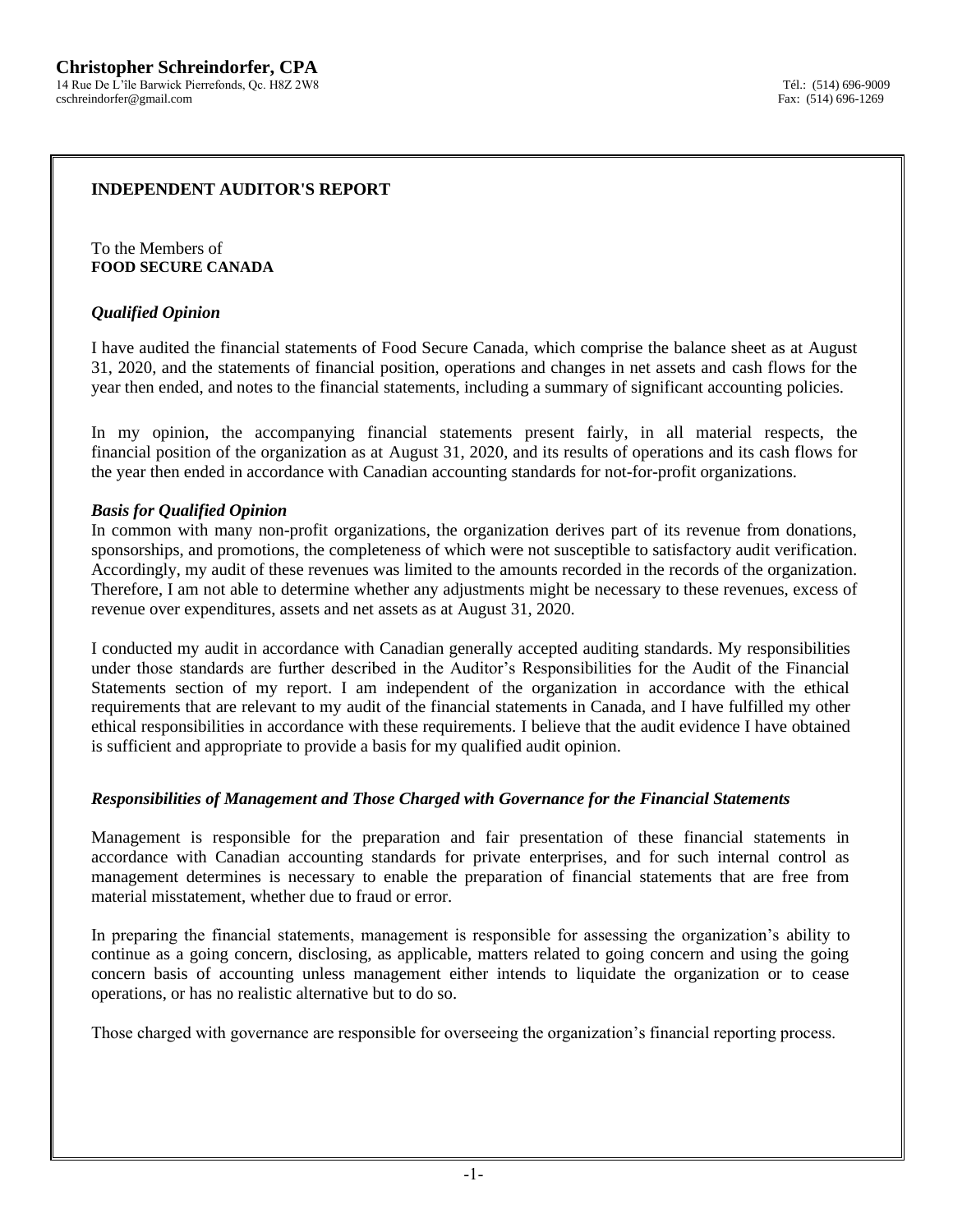**Christopher Schreindorfer, CPA**
14 Rue De L'île Barwick Pierrefonds, Qc. H8Z 2W8
cschreindorfer@gmail.com

Tél.: (514) 696-9009
Fax: (514) 696-1269

## INDEPENDENT AUDITOR'S REPORT

To the Members of
**FOOD SECURE CANADA**

### *Qualified Opinion*

I have audited the financial statements of Food Secure Canada, which comprise the balance sheet as at August 31, 2020, and the statements of financial position, operations and changes in net assets and cash flows for the year then ended, and notes to the financial statements, including a summary of significant accounting policies.

In my opinion, the accompanying financial statements present fairly, in all material respects, the financial position of the organization as at August 31, 2020, and its results of operations and its cash flows for the year then ended in accordance with Canadian accounting standards for not-for-profit organizations.

### *Basis for Qualified Opinion*

In common with many non-profit organizations, the organization derives part of its revenue from donations, sponsorships, and promotions, the completeness of which were not susceptible to satisfactory audit verification. Accordingly, my audit of these revenues was limited to the amounts recorded in the records of the organization. Therefore, I am not able to determine whether any adjustments might be necessary to these revenues, excess of revenue over expenditures, assets and net assets as at August 31, 2020.

I conducted my audit in accordance with Canadian generally accepted auditing standards. My responsibilities under those standards are further described in the Auditor's Responsibilities for the Audit of the Financial Statements section of my report. I am independent of the organization in accordance with the ethical requirements that are relevant to my audit of the financial statements in Canada, and I have fulfilled my other ethical responsibilities in accordance with these requirements. I believe that the audit evidence I have obtained is sufficient and appropriate to provide a basis for my qualified audit opinion.

### *Responsibilities of Management and Those Charged with Governance for the Financial Statements*

Management is responsible for the preparation and fair presentation of these financial statements in accordance with Canadian accounting standards for private enterprises, and for such internal control as management determines is necessary to enable the preparation of financial statements that are free from material misstatement, whether due to fraud or error.

In preparing the financial statements, management is responsible for assessing the organization's ability to continue as a going concern, disclosing, as applicable, matters related to going concern and using the going concern basis of accounting unless management either intends to liquidate the organization or to cease operations, or has no realistic alternative but to do so.

Those charged with governance are responsible for overseeing the organization's financial reporting process.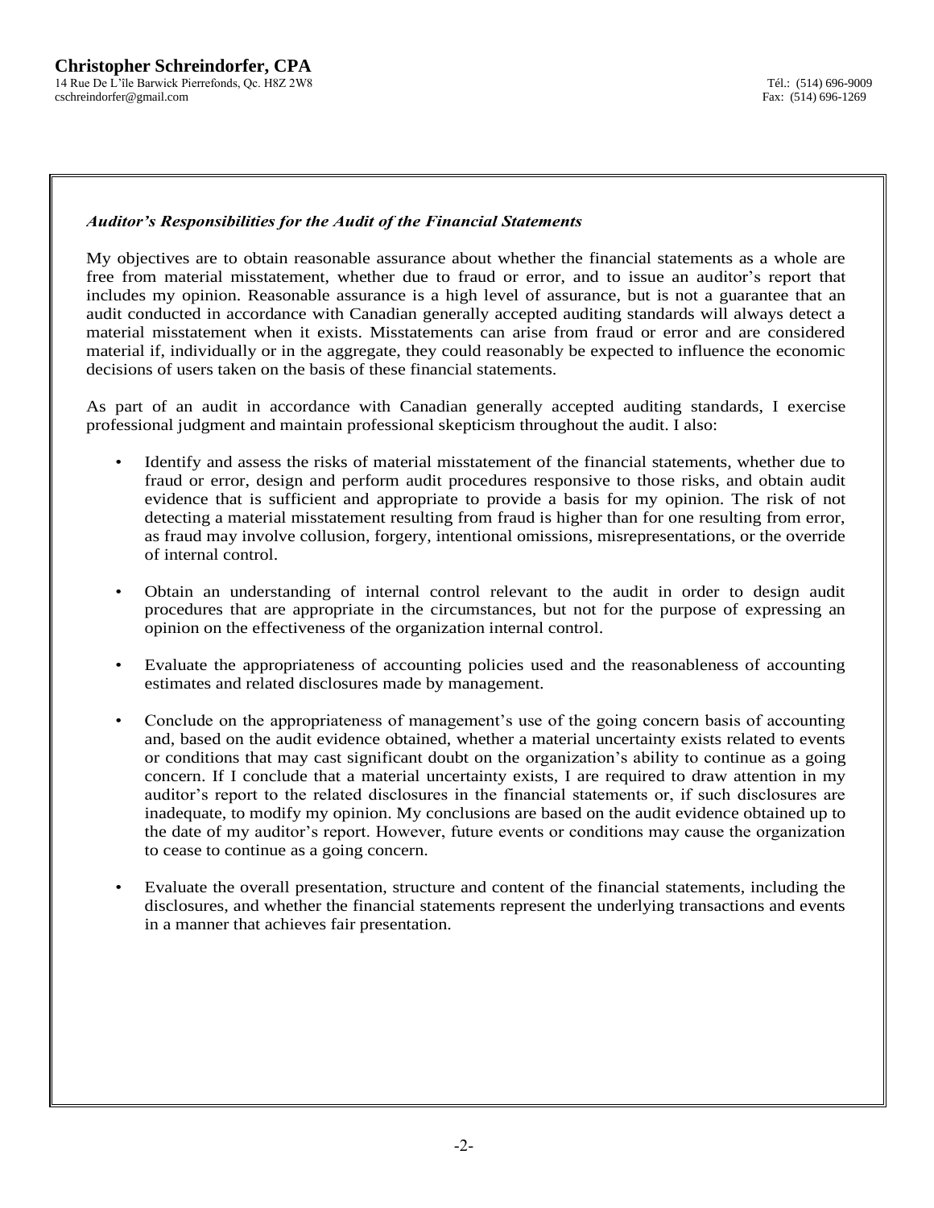**Christopher Schreindorfer, CPA**
14 Rue De L'île Barwick Pierrefonds, Qc. H8Z 2W8
cschreindorfer@gmail.com

Tél.: (514) 696-9009
Fax: (514) 696-1269

***Auditor's Responsibilities for the Audit of the Financial Statements***

My objectives are to obtain reasonable assurance about whether the financial statements as a whole are free from material misstatement, whether due to fraud or error, and to issue an auditor's report that includes my opinion. Reasonable assurance is a high level of assurance, but is not a guarantee that an audit conducted in accordance with Canadian generally accepted auditing standards will always detect a material misstatement when it exists. Misstatements can arise from fraud or error and are considered material if, individually or in the aggregate, they could reasonably be expected to influence the economic decisions of users taken on the basis of these financial statements.

As part of an audit in accordance with Canadian generally accepted auditing standards, I exercise professional judgment and maintain professional skepticism throughout the audit. I also:

- Identify and assess the risks of material misstatement of the financial statements, whether due to fraud or error, design and perform audit procedures responsive to those risks, and obtain audit evidence that is sufficient and appropriate to provide a basis for my opinion. The risk of not detecting a material misstatement resulting from fraud is higher than for one resulting from error, as fraud may involve collusion, forgery, intentional omissions, misrepresentations, or the override of internal control.

- Obtain an understanding of internal control relevant to the audit in order to design audit procedures that are appropriate in the circumstances, but not for the purpose of expressing an opinion on the effectiveness of the organization internal control.

- Evaluate the appropriateness of accounting policies used and the reasonableness of accounting estimates and related disclosures made by management.

- Conclude on the appropriateness of management's use of the going concern basis of accounting and, based on the audit evidence obtained, whether a material uncertainty exists related to events or conditions that may cast significant doubt on the organization's ability to continue as a going concern. If I conclude that a material uncertainty exists, I are required to draw attention in my auditor's report to the related disclosures in the financial statements or, if such disclosures are inadequate, to modify my opinion. My conclusions are based on the audit evidence obtained up to the date of my auditor's report. However, future events or conditions may cause the organization to cease to continue as a going concern.

- Evaluate the overall presentation, structure and content of the financial statements, including the disclosures, and whether the financial statements represent the underlying transactions and events in a manner that achieves fair presentation.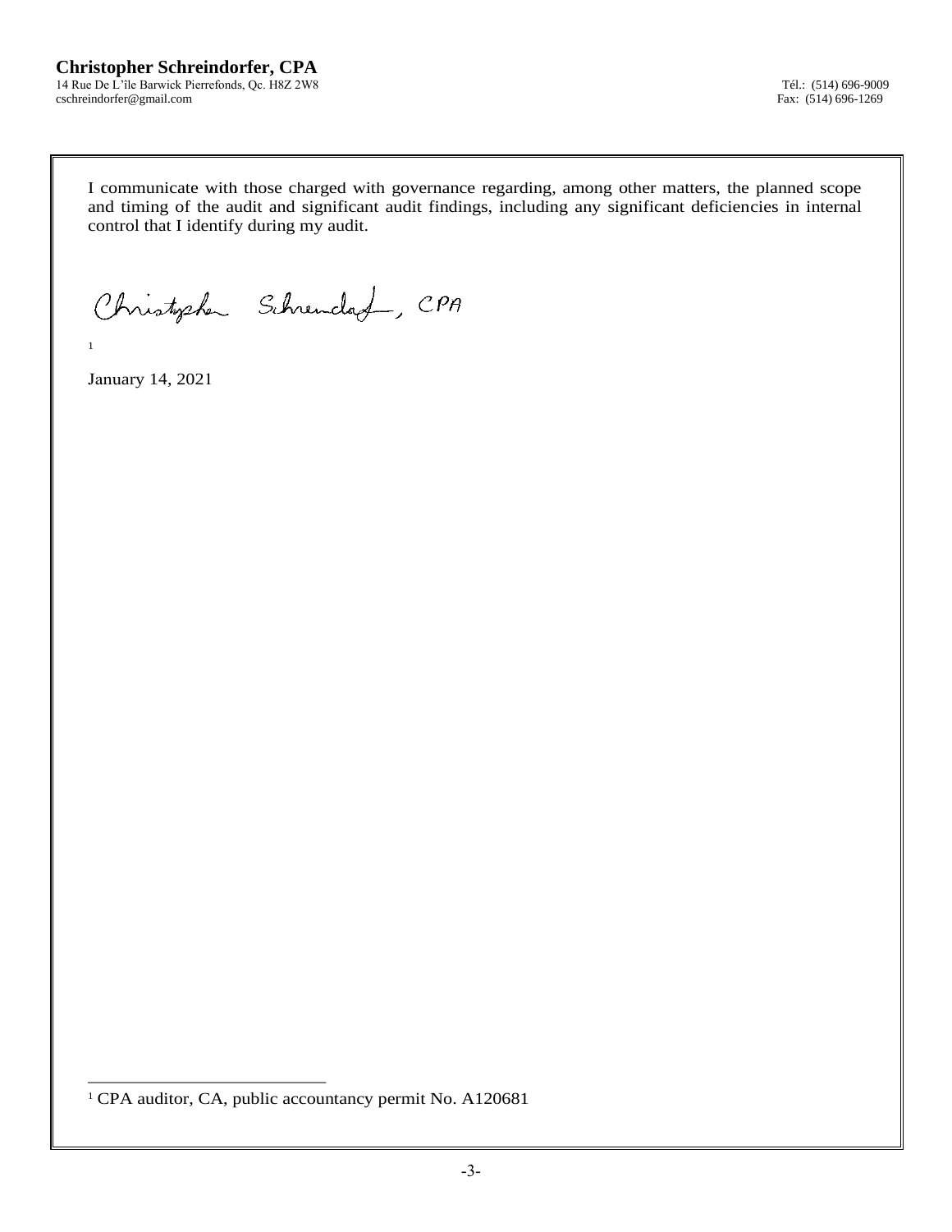**Christopher Schreindorfer, CPA**
14 Rue De L'île Barwick Pierrefonds, Qc. H8Z 2W8
cschreindorfer@gmail.com

Tél.: (514) 696-9009
Fax: (514) 696-1269

I communicate with those charged with governance regarding, among other matters, the planned scope and timing of the audit and significant audit findings, including any significant deficiencies in internal control that I identify during my audit.

Christopher Schreindorfer, CPA [1]

January 14, 2021

[1] CPA auditor, CA, public accountancy permit No. A120681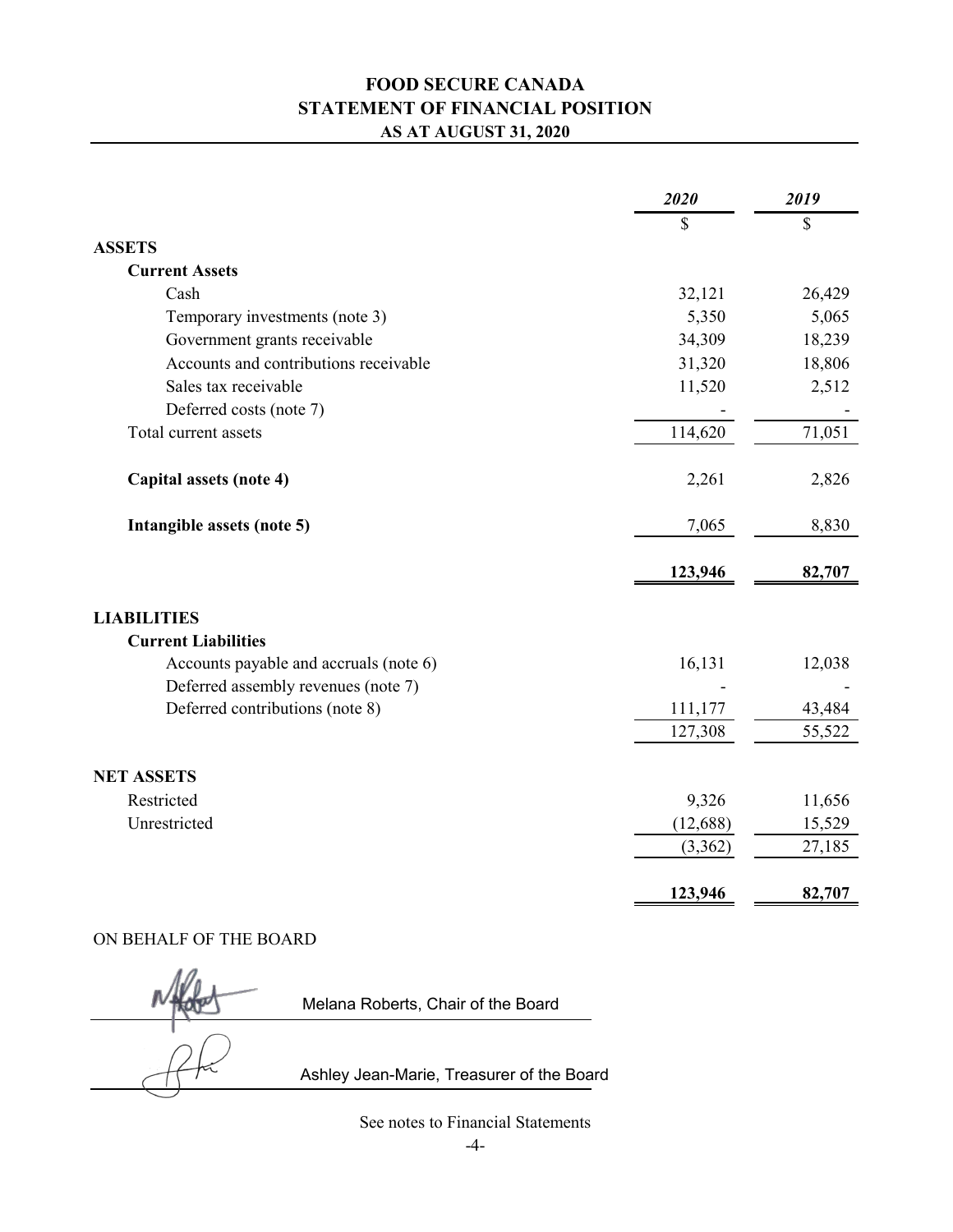# FOOD SECURE CANADA
## STATEMENT OF FINANCIAL POSITION
### AS AT AUGUST 31, 2020

| | *2020* | *2019* |
|---|---|---|
| | $ | $ |
| **ASSETS** | | |
| **Current Assets** | | |
| Cash | 32,121 | 26,429 |
| Temporary investments (note 3) | 5,350 | 5,065 |
| Government grants receivable | 34,309 | 18,239 |
| Accounts and contributions receivable | 31,320 | 18,806 |
| Sales tax receivable | 11,520 | 2,512 |
| Deferred costs (note 7) | - | - |
| Total current assets | 114,620 | 71,051 |
| **Capital assets (note 4)** | 2,261 | 2,826 |
| **Intangible assets (note 5)** | 7,065 | 8,830 |
| | **123,946** | **82,707** |
| **LIABILITIES** | | |
| **Current Liabilities** | | |
| Accounts payable and accruals (note 6) | 16,131 | 12,038 |
| Deferred assembly revenues (note 7) | - | - |
| Deferred contributions (note 8) | 111,177 | 43,484 |
| | 127,308 | 55,522 |
| **NET ASSETS** | | |
| Restricted | 9,326 | 11,656 |
| Unrestricted | (12,688) | 15,529 |
| | (3,362) | 27,185 |
| | **123,946** | **82,707** |

ON BEHALF OF THE BOARD

Melana Roberts, Chair of the Board

Ashley Jean-Marie, Treasurer of the Board

See notes to Financial Statements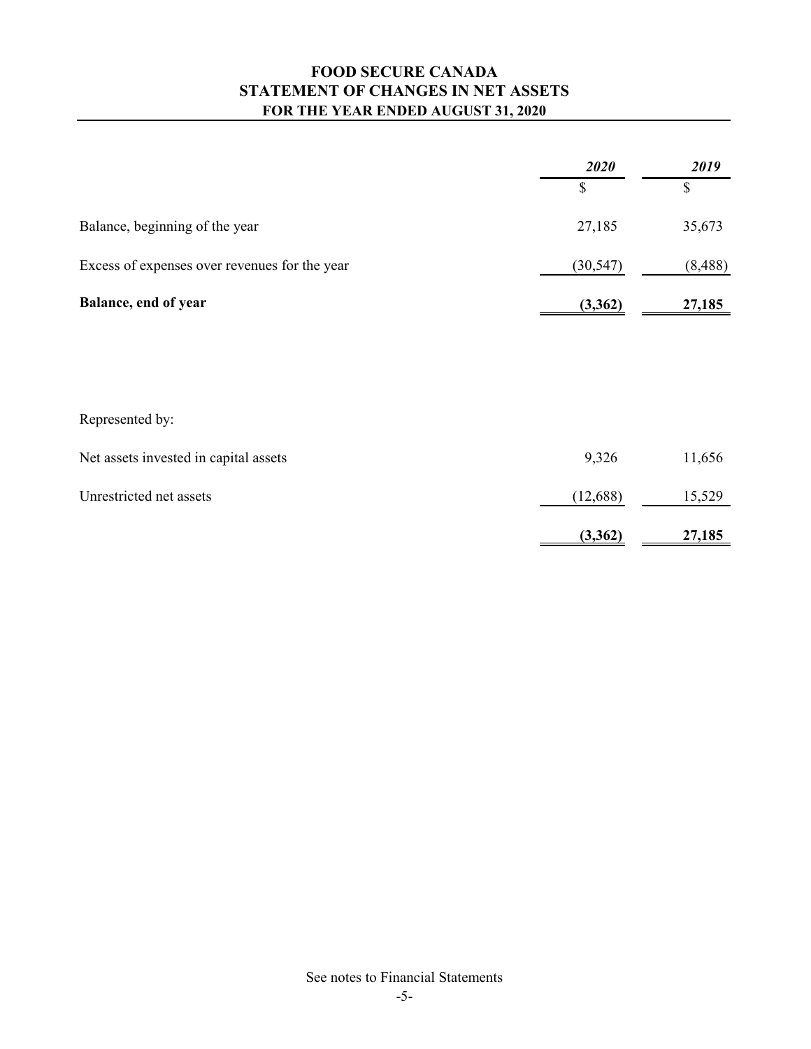# FOOD SECURE CANADA
## STATEMENT OF CHANGES IN NET ASSETS
### FOR THE YEAR ENDED AUGUST 31, 2020

| | *2020* | *2019* |
|---|---|---|
| | $ | $ |
| Balance, beginning of the year | 27,185 | 35,673 |
| Excess of expenses over revenues for the year | (30,547) | (8,488) |
| **Balance, end of year** | **(3,362)** | **27,185** |

Represented by:

| | | |
|---|---|---|
| Net assets invested in capital assets | 9,326 | 11,656 |
| Unrestricted net assets | (12,688) | 15,529 |
| | **(3,362)** | **27,185** |

See notes to Financial Statements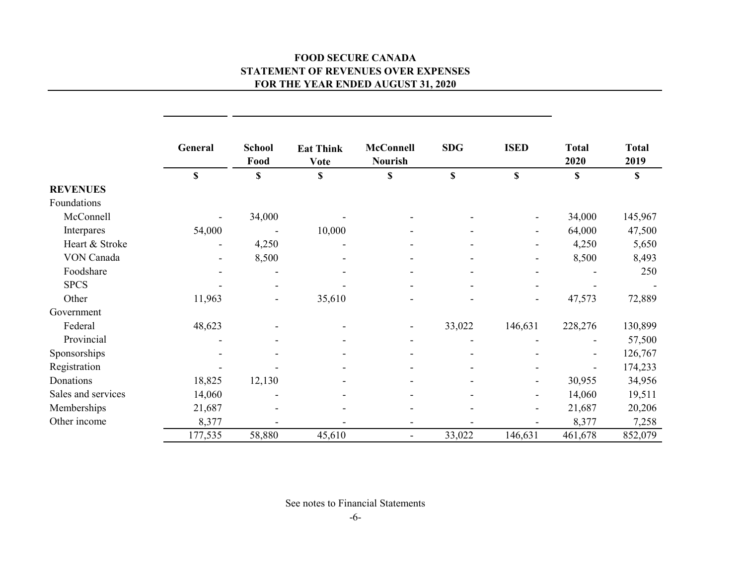# FOOD SECURE CANADA
## STATEMENT OF REVENUES OVER EXPENSES
## FOR THE YEAR ENDED AUGUST 31, 2020

| | General | School Food | Eat Think Vote | McConnell Nourish | SDG | ISED | Total 2020 | Total 2019 |
|---|---|---|---|---|---|---|---|---|
| | $ | $ | $ | $ | $ | $ | $ | $ |
| **REVENUES** | | | | | | | | |
| Foundations | | | | | | | | |
| McConnell | - | 34,000 | - | - | - | - | 34,000 | 145,967 |
| Interpares | 54,000 | - | 10,000 | - | - | - | 64,000 | 47,500 |
| Heart & Stroke | - | 4,250 | - | - | - | - | 4,250 | 5,650 |
| VON Canada | - | 8,500 | - | - | - | - | 8,500 | 8,493 |
| Foodshare | - | - | - | - | - | - | - | 250 |
| SPCS | - | - | - | - | - | - | - | - |
| Other | 11,963 | - | 35,610 | - | - | - | 47,573 | 72,889 |
| Government | | | | | | | | |
| Federal | 48,623 | - | - | - | 33,022 | 146,631 | 228,276 | 130,899 |
| Provincial | - | - | - | - | - | - | - | 57,500 |
| Sponsorships | - | - | - | - | - | - | - | 126,767 |
| Registration | - | - | - | - | - | - | - | 174,233 |
| Donations | 18,825 | 12,130 | - | - | - | - | 30,955 | 34,956 |
| Sales and services | 14,060 | - | - | - | - | - | 14,060 | 19,511 |
| Memberships | 21,687 | - | - | - | - | - | 21,687 | 20,206 |
| Other income | 8,377 | - | - | - | - | - | 8,377 | 7,258 |
| | 177,535 | 58,880 | 45,610 | - | 33,022 | 146,631 | 461,678 | 852,079 |

See notes to Financial Statements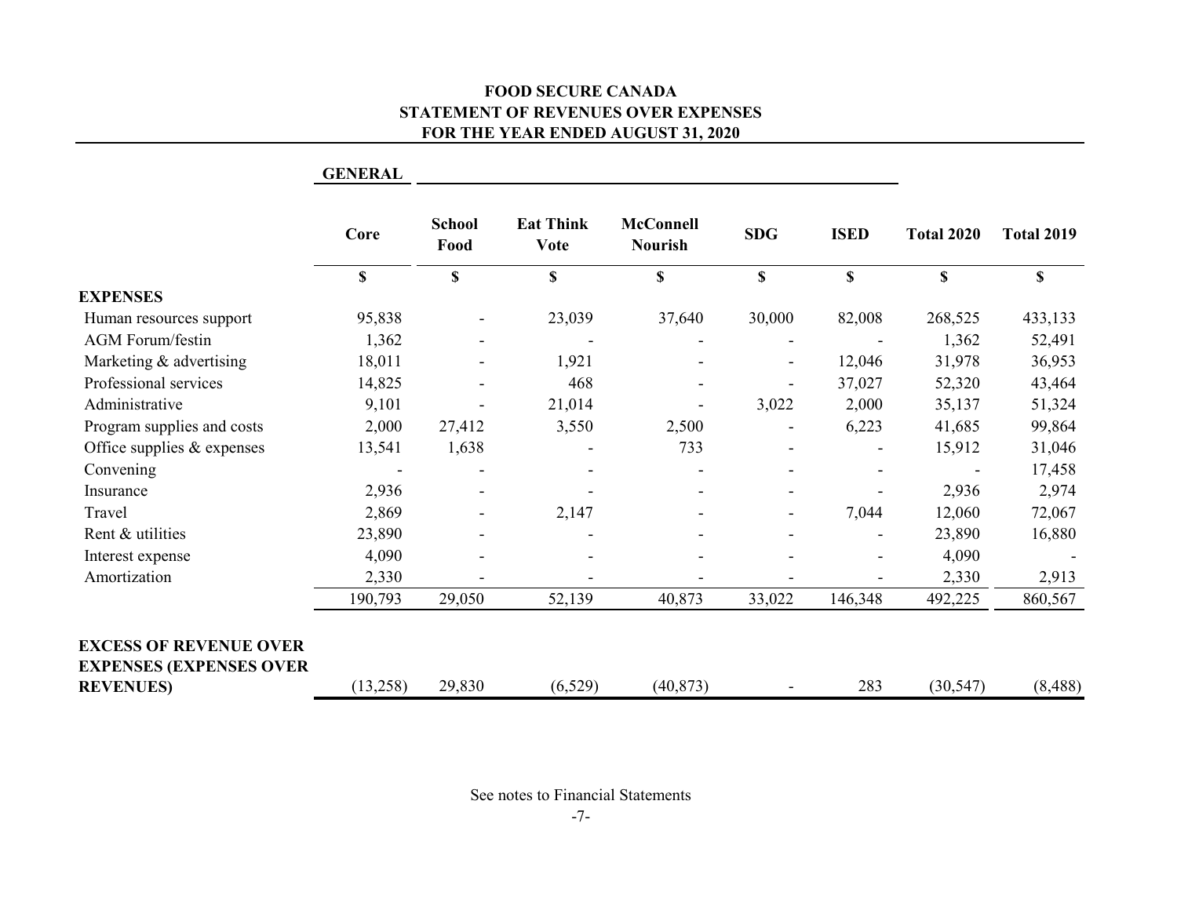# FOOD SECURE CANADA
## STATEMENT OF REVENUES OVER EXPENSES
### FOR THE YEAR ENDED AUGUST 31, 2020

| | GENERAL | | | | | | | |
|---|---|---|---|---|---|---|---|---|
| | **Core** | **School Food** | **Eat Think Vote** | **McConnell Nourish** | **SDG** | **ISED** | **Total 2020** | **Total 2019** |
| | **$** | **$** | **$** | **$** | **$** | **$** | **$** | **$** |
| **EXPENSES** | | | | | | | | |
| Human resources support | 95,838 | - | 23,039 | 37,640 | 30,000 | 82,008 | 268,525 | 433,133 |
| AGM Forum/festin | 1,362 | - | - | - | - | - | 1,362 | 52,491 |
| Marketing & advertising | 18,011 | - | 1,921 | - | - | 12,046 | 31,978 | 36,953 |
| Professional services | 14,825 | - | 468 | - | - | 37,027 | 52,320 | 43,464 |
| Administrative | 9,101 | - | 21,014 | - | 3,022 | 2,000 | 35,137 | 51,324 |
| Program supplies and costs | 2,000 | 27,412 | 3,550 | 2,500 | - | 6,223 | 41,685 | 99,864 |
| Office supplies & expenses | 13,541 | 1,638 | - | 733 | - | - | 15,912 | 31,046 |
| Convening | - | - | - | - | - | - | - | 17,458 |
| Insurance | 2,936 | - | - | - | - | - | 2,936 | 2,974 |
| Travel | 2,869 | - | 2,147 | - | - | 7,044 | 12,060 | 72,067 |
| Rent & utilities | 23,890 | - | - | - | - | - | 23,890 | 16,880 |
| Interest expense | 4,090 | - | - | - | - | - | 4,090 | - |
| Amortization | 2,330 | - | - | - | - | - | 2,330 | 2,913 |
| | 190,793 | 29,050 | 52,139 | 40,873 | 33,022 | 146,348 | 492,225 | 860,567 |
| **EXCESS OF REVENUE OVER EXPENSES (EXPENSES OVER REVENUES)** | (13,258) | 29,830 | (6,529) | (40,873) | - | 283 | (30,547) | (8,488) |

See notes to Financial Statements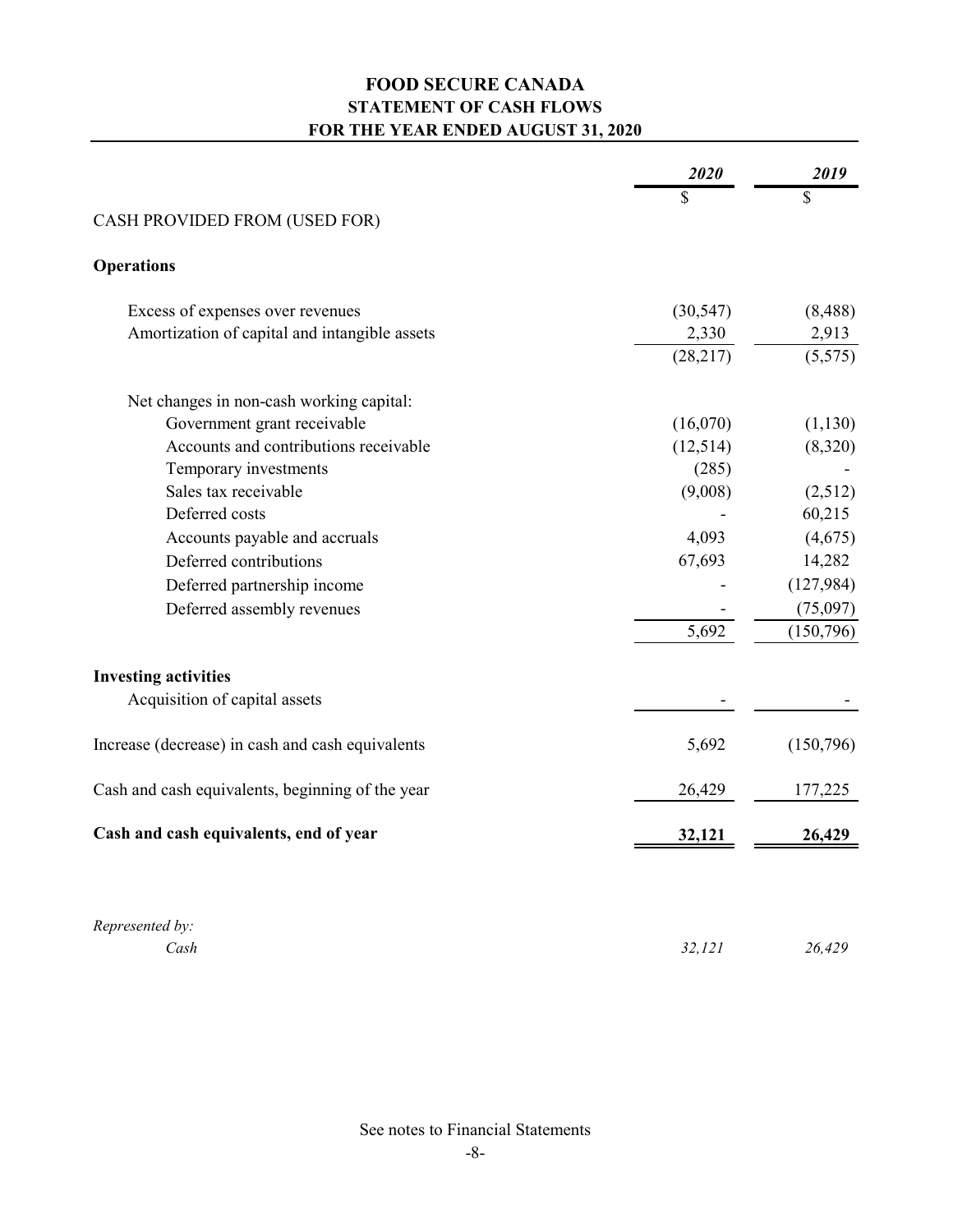# FOOD SECURE CANADA
## STATEMENT OF CASH FLOWS
## FOR THE YEAR ENDED AUGUST 31, 2020

| | *2020* | *2019* |
|---|---|---|
| | $ | $ |
| CASH PROVIDED FROM (USED FOR) | | |
| **Operations** | | |
| Excess of expenses over revenues | (30,547) | (8,488) |
| Amortization of capital and intangible assets | 2,330 | 2,913 |
| | (28,217) | (5,575) |
| Net changes in non-cash working capital: | | |
| Government grant receivable | (16,070) | (1,130) |
| Accounts and contributions receivable | (12,514) | (8,320) |
| Temporary investments | (285) | - |
| Sales tax receivable | (9,008) | (2,512) |
| Deferred costs | - | 60,215 |
| Accounts payable and accruals | 4,093 | (4,675) |
| Deferred contributions | 67,693 | 14,282 |
| Deferred partnership income | - | (127,984) |
| Deferred assembly revenues | - | (75,097) |
| | 5,692 | (150,796) |
| **Investing activities** | | |
| Acquisition of capital assets | - | - |
| Increase (decrease) in cash and cash equivalents | 5,692 | (150,796) |
| Cash and cash equivalents, beginning of the year | 26,429 | 177,225 |
| **Cash and cash equivalents, end of year** | **32,121** | **26,429** |
| *Represented by:* | | |
| *Cash* | *32,121* | *26,429* |

See notes to Financial Statements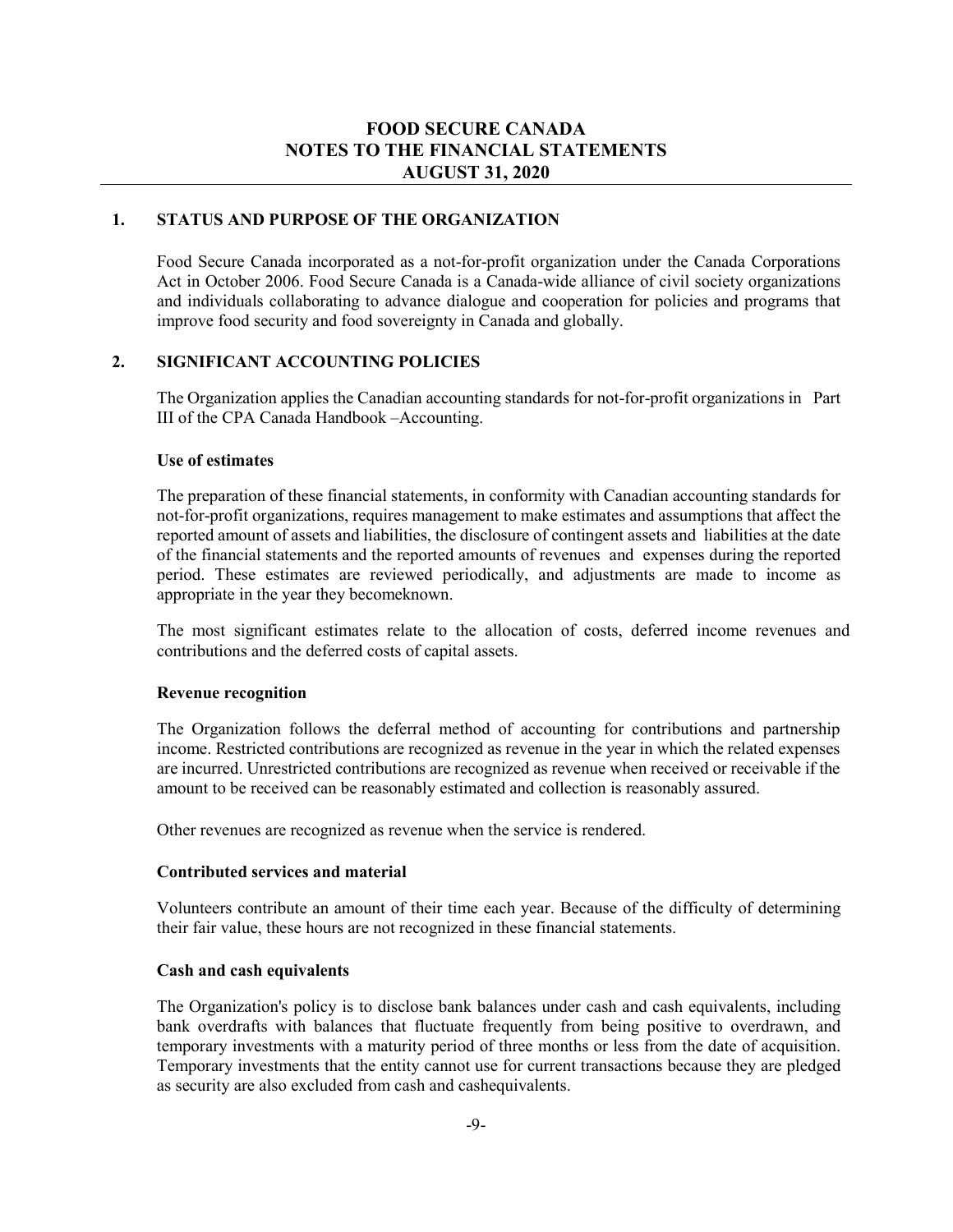# FOOD SECURE CANADA
# NOTES TO THE FINANCIAL STATEMENTS
# AUGUST 31, 2020

## 1. STATUS AND PURPOSE OF THE ORGANIZATION

Food Secure Canada incorporated as a not-for-profit organization under the Canada Corporations Act in October 2006. Food Secure Canada is a Canada-wide alliance of civil society organizations and individuals collaborating to advance dialogue and cooperation for policies and programs that improve food security and food sovereignty in Canada and globally.

## 2. SIGNIFICANT ACCOUNTING POLICIES

The Organization applies the Canadian accounting standards for not-for-profit organizations in Part III of the CPA Canada Handbook –Accounting.

### Use of estimates

The preparation of these financial statements, in conformity with Canadian accounting standards for not-for-profit organizations, requires management to make estimates and assumptions that affect the reported amount of assets and liabilities, the disclosure of contingent assets and liabilities at the date of the financial statements and the reported amounts of revenues and expenses during the reported period. These estimates are reviewed periodically, and adjustments are made to income as appropriate in the year they becomeknown.

The most significant estimates relate to the allocation of costs, deferred income revenues and contributions and the deferred costs of capital assets.

### Revenue recognition

The Organization follows the deferral method of accounting for contributions and partnership income. Restricted contributions are recognized as revenue in the year in which the related expenses are incurred. Unrestricted contributions are recognized as revenue when received or receivable if the amount to be received can be reasonably estimated and collection is reasonably assured.

Other revenues are recognized as revenue when the service is rendered.

### Contributed services and material

Volunteers contribute an amount of their time each year. Because of the difficulty of determining their fair value, these hours are not recognized in these financial statements.

### Cash and cash equivalents

The Organization's policy is to disclose bank balances under cash and cash equivalents, including bank overdrafts with balances that fluctuate frequently from being positive to overdrawn, and temporary investments with a maturity period of three months or less from the date of acquisition. Temporary investments that the entity cannot use for current transactions because they are pledged as security are also excluded from cash and cashequivalents.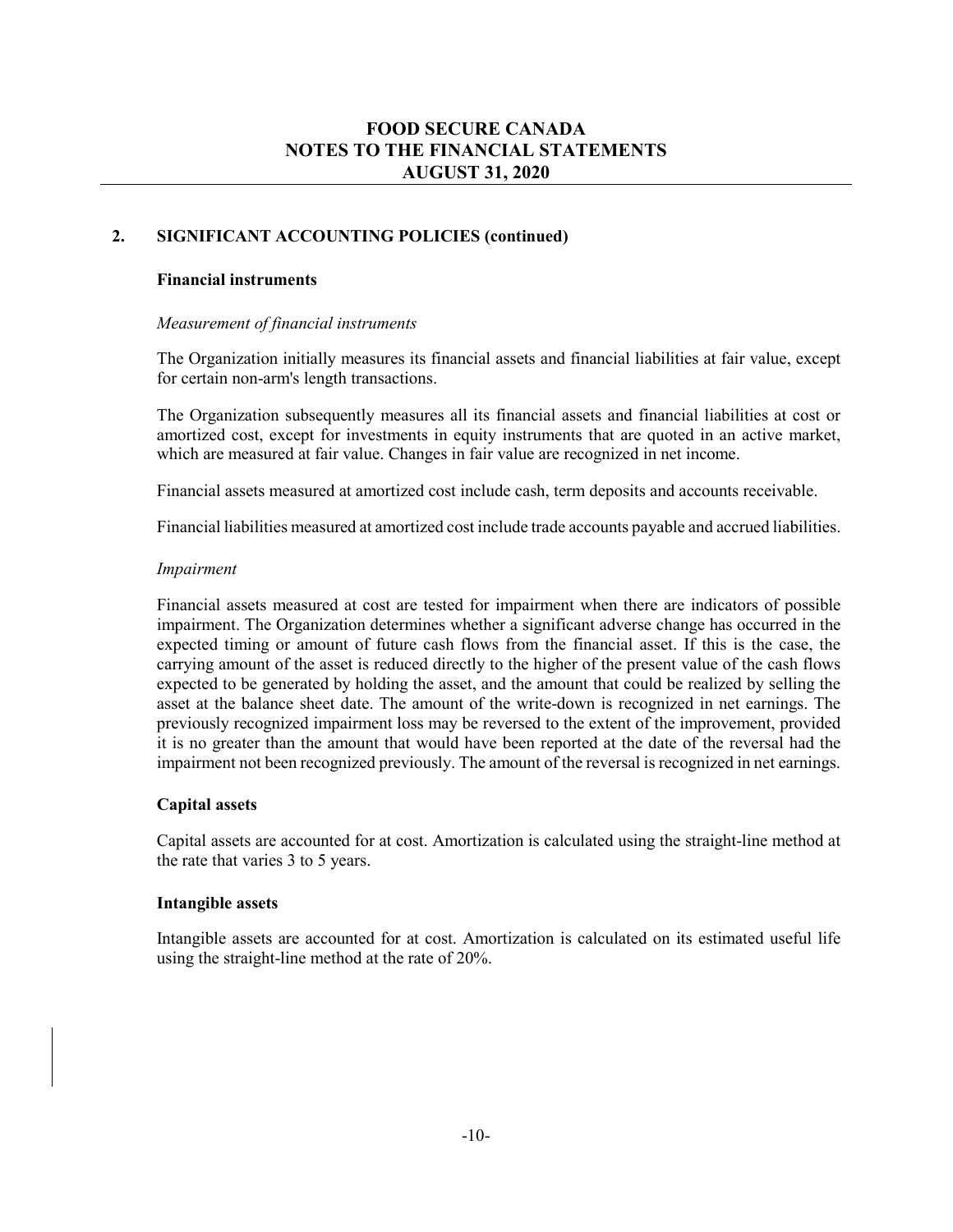## 2. SIGNIFICANT ACCOUNTING POLICIES (continued)

### Financial instruments

*Measurement of financial instruments*

The Organization initially measures its financial assets and financial liabilities at fair value, except for certain non-arm's length transactions.

The Organization subsequently measures all its financial assets and financial liabilities at cost or amortized cost, except for investments in equity instruments that are quoted in an active market, which are measured at fair value. Changes in fair value are recognized in net income.

Financial assets measured at amortized cost include cash, term deposits and accounts receivable.

Financial liabilities measured at amortized cost include trade accounts payable and accrued liabilities.

*Impairment*

Financial assets measured at cost are tested for impairment when there are indicators of possible impairment. The Organization determines whether a significant adverse change has occurred in the expected timing or amount of future cash flows from the financial asset. If this is the case, the carrying amount of the asset is reduced directly to the higher of the present value of the cash flows expected to be generated by holding the asset, and the amount that could be realized by selling the asset at the balance sheet date. The amount of the write-down is recognized in net earnings. The previously recognized impairment loss may be reversed to the extent of the improvement, provided it is no greater than the amount that would have been reported at the date of the reversal had the impairment not been recognized previously. The amount of the reversal is recognized in net earnings.

### Capital assets

Capital assets are accounted for at cost. Amortization is calculated using the straight-line method at the rate that varies 3 to 5 years.

### Intangible assets

Intangible assets are accounted for at cost. Amortization is calculated on its estimated useful life using the straight-line method at the rate of 20%.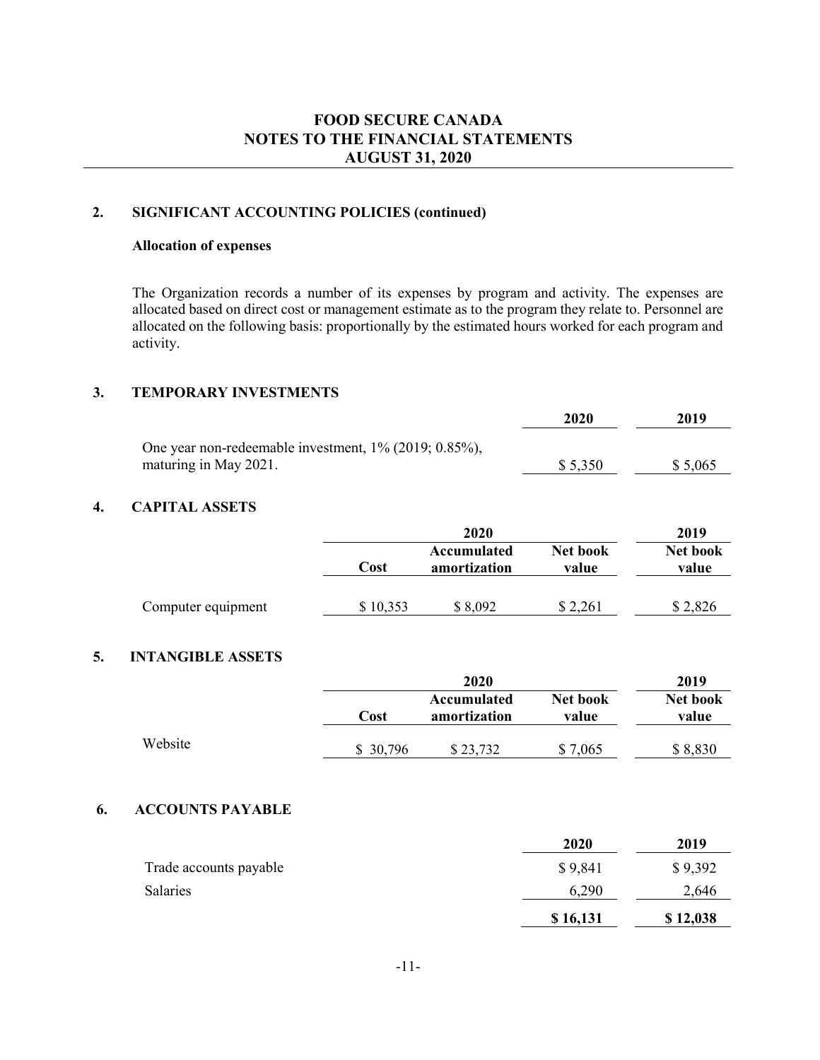# FOOD SECURE CANADA
## NOTES TO THE FINANCIAL STATEMENTS
## AUGUST 31, 2020

### 2. SIGNIFICANT ACCOUNTING POLICIES (continued)

**Allocation of expenses**

The Organization records a number of its expenses by program and activity. The expenses are allocated based on direct cost or management estimate as to the program they relate to. Personnel are allocated on the following basis: proportionally by the estimated hours worked for each program and activity.

### 3. TEMPORARY INVESTMENTS

| | 2020 | 2019 |
|---|---|---|
| One year non-redeemable investment, 1% (2019; 0.85%), maturing in May 2021. | $ 5,350 | $ 5,065 |

### 4. CAPITAL ASSETS

| | 2020 | | | 2019 |
|---|---|---|---|---|
| | Cost | Accumulated amortization | Net book value | Net book value |
| Computer equipment | $ 10,353 | $ 8,092 | $ 2,261 | $ 2,826 |

### 5. INTANGIBLE ASSETS

| | 2020 | | | 2019 |
|---|---|---|---|---|
| | Cost | Accumulated amortization | Net book value | Net book value |
| Website | $ 30,796 | $ 23,732 | $ 7,065 | $ 8,830 |

### 6. ACCOUNTS PAYABLE

| | 2020 | 2019 |
|---|---|---|
| Trade accounts payable | $ 9,841 | $ 9,392 |
| Salaries | 6,290 | 2,646 |
| | **$ 16,131** | **$ 12,038** |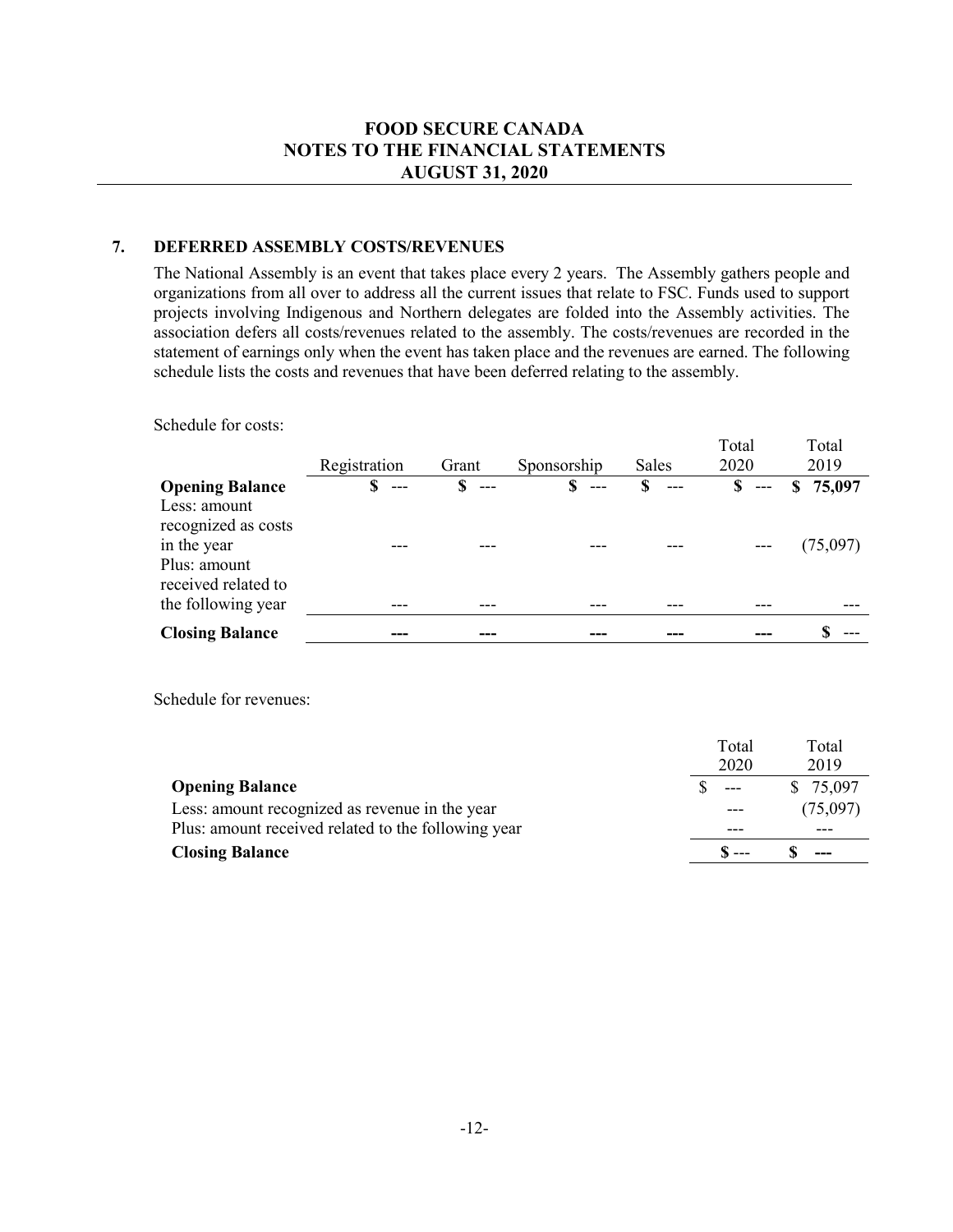# FOOD SECURE CANADA
## NOTES TO THE FINANCIAL STATEMENTS
## AUGUST 31, 2020

### 7. DEFERRED ASSEMBLY COSTS/REVENUES

The National Assembly is an event that takes place every 2 years. The Assembly gathers people and organizations from all over to address all the current issues that relate to FSC. Funds used to support projects involving Indigenous and Northern delegates are folded into the Assembly activities. The association defers all costs/revenues related to the assembly. The costs/revenues are recorded in the statement of earnings only when the event has taken place and the revenues are earned. The following schedule lists the costs and revenues that have been deferred relating to the assembly.

Schedule for costs:

| | Registration | Grant | Sponsorship | Sales | Total 2020 | Total 2019 |
|---|---|---|---|---|---|---|
| **Opening Balance** | **$ ---** | **$ ---** | **$ ---** | **$ ---** | **$ ---** | **$ 75,097** |
| Less: amount recognized as costs in the year | --- | --- | --- | --- | --- | (75,097) |
| Plus: amount received related to the following year | --- | --- | --- | --- | --- | --- |
| **Closing Balance** | **---** | **---** | **---** | **---** | **---** | **$ ---** |

Schedule for revenues:

| | Total 2020 | Total 2019 |
|---|---|---|
| **Opening Balance** | $ --- | $ 75,097 |
| Less: amount recognized as revenue in the year | --- | (75,097) |
| Plus: amount received related to the following year | --- | --- |
| **Closing Balance** | **$ ---** | **$ ---** |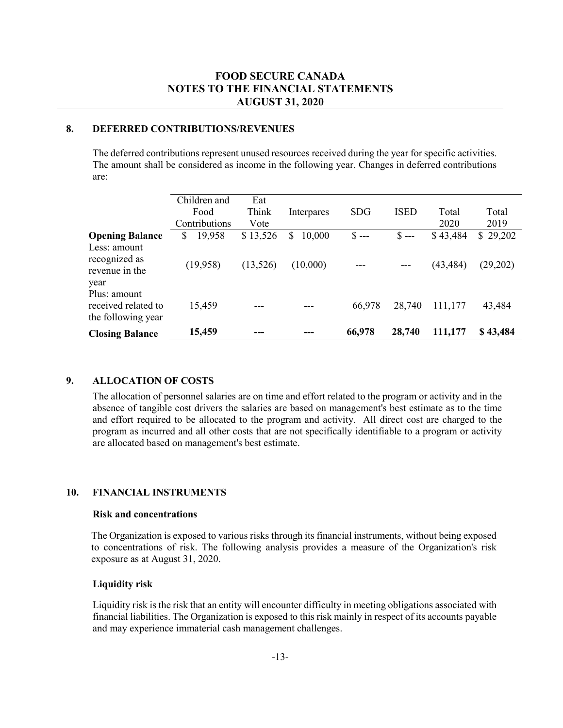**FOOD SECURE CANADA**
**NOTES TO THE FINANCIAL STATEMENTS**
**AUGUST 31, 2020**

## 8. DEFERRED CONTRIBUTIONS/REVENUES

The deferred contributions represent unused resources received during the year for specific activities. The amount shall be considered as income in the following year. Changes in deferred contributions are:

| | Children and Food Contributions | Eat Think Vote | Interpares | SDG | ISED | Total 2020 | Total 2019 |
|---|---|---|---|---|---|---|---|
| **Opening Balance** | $ 19,958 | $ 13,526 | $ 10,000 | $ --- | $ --- | $ 43,484 | $ 29,202 |
| Less: amount recognized as revenue in the year | (19,958) | (13,526) | (10,000) | --- | --- | (43,484) | (29,202) |
| Plus: amount received related to the following year | 15,459 | --- | --- | 66,978 | 28,740 | 111,177 | 43,484 |
| **Closing Balance** | **15,459** | **---** | **---** | **66,978** | **28,740** | **111,177** | **$ 43,484** |

## 9. ALLOCATION OF COSTS

The allocation of personnel salaries are on time and effort related to the program or activity and in the absence of tangible cost drivers the salaries are based on management's best estimate as to the time and effort required to be allocated to the program and activity. All direct cost are charged to the program as incurred and all other costs that are not specifically identifiable to a program or activity are allocated based on management's best estimate.

## 10. FINANCIAL INSTRUMENTS

### Risk and concentrations

The Organization is exposed to various risks through its financial instruments, without being exposed to concentrations of risk. The following analysis provides a measure of the Organization's risk exposure as at August 31, 2020.

### Liquidity risk

Liquidity risk is the risk that an entity will encounter difficulty in meeting obligations associated with financial liabilities. The Organization is exposed to this risk mainly in respect of its accounts payable and may experience immaterial cash management challenges.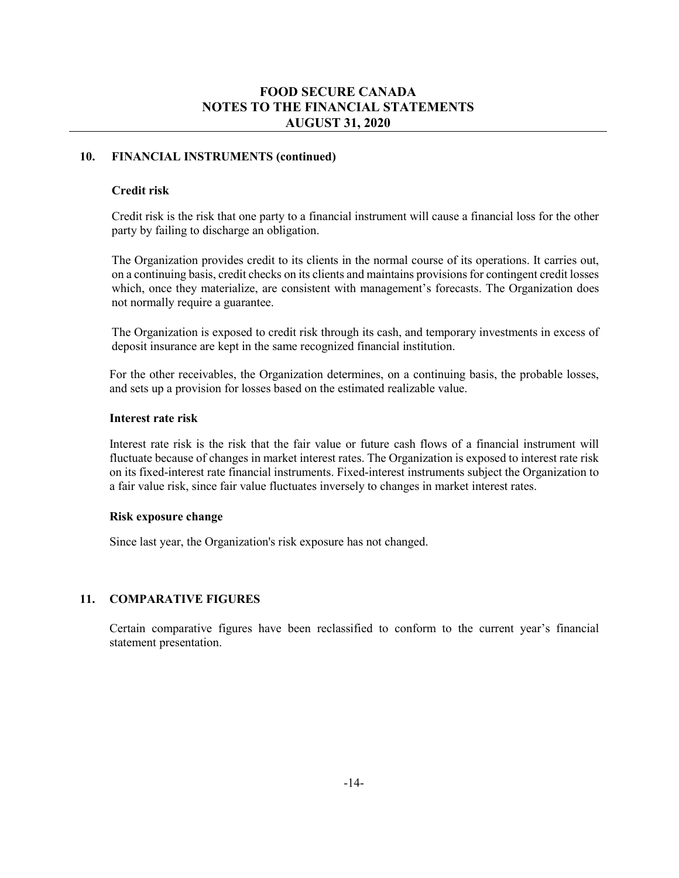## 10. FINANCIAL INSTRUMENTS (continued)

### Credit risk

Credit risk is the risk that one party to a financial instrument will cause a financial loss for the other party by failing to discharge an obligation.

The Organization provides credit to its clients in the normal course of its operations. It carries out, on a continuing basis, credit checks on its clients and maintains provisions for contingent credit losses which, once they materialize, are consistent with management's forecasts. The Organization does not normally require a guarantee.

The Organization is exposed to credit risk through its cash, and temporary investments in excess of deposit insurance are kept in the same recognized financial institution.

For the other receivables, the Organization determines, on a continuing basis, the probable losses, and sets up a provision for losses based on the estimated realizable value.

### Interest rate risk

Interest rate risk is the risk that the fair value or future cash flows of a financial instrument will fluctuate because of changes in market interest rates. The Organization is exposed to interest rate risk on its fixed-interest rate financial instruments. Fixed-interest instruments subject the Organization to a fair value risk, since fair value fluctuates inversely to changes in market interest rates.

### Risk exposure change

Since last year, the Organization's risk exposure has not changed.

## 11. COMPARATIVE FIGURES

Certain comparative figures have been reclassified to conform to the current year's financial statement presentation.